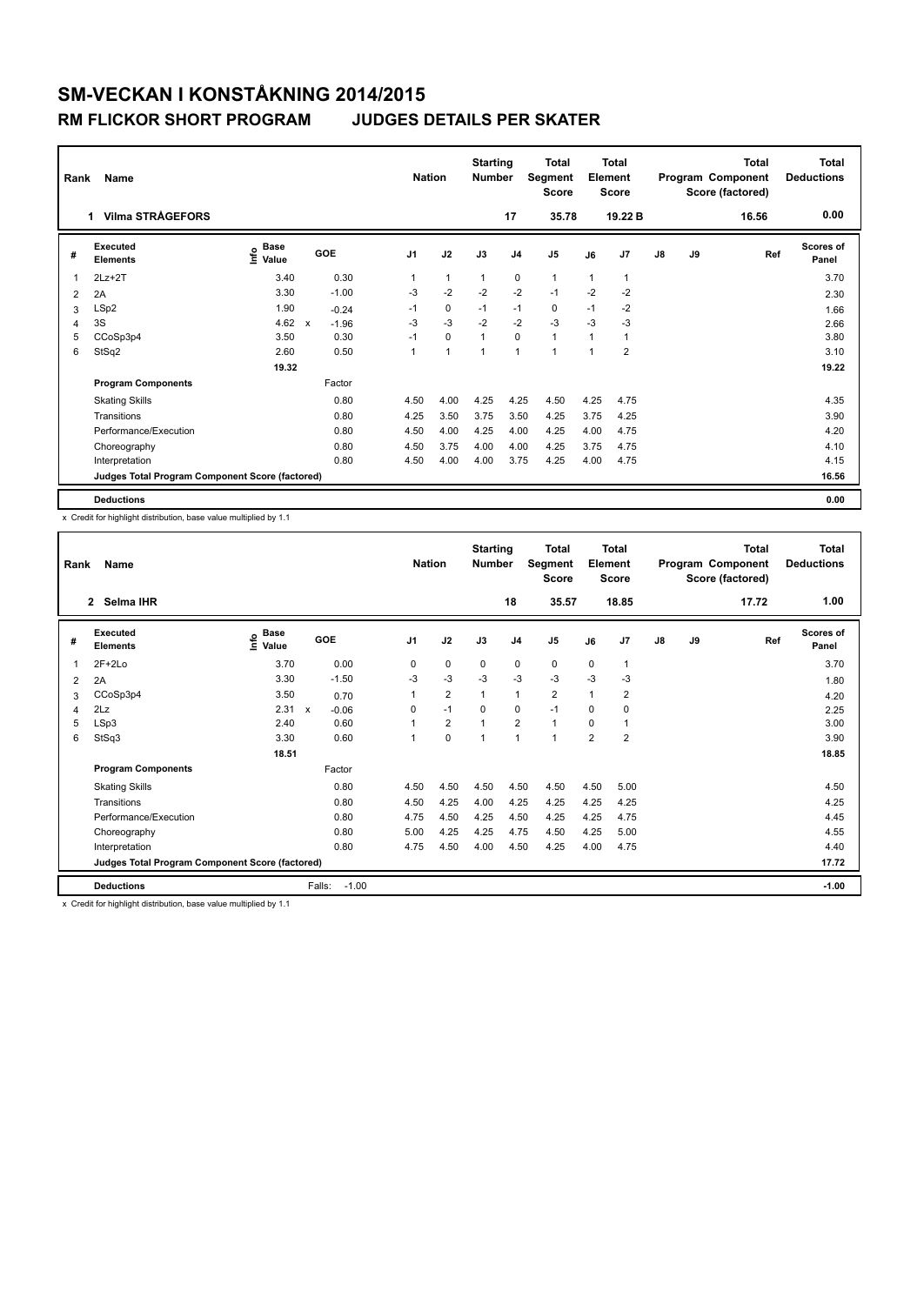# SM-VECKAN I KONSTÅKNING 2014/2015

## RM FLICKOR SHORT PROGRAM JUDGES DETAILS PER SKATER

| Rank | Name | Nation | Starting Number | Total Segment Score | Total Element Score | Total Program Component Score (factored) | Total Deductions |
|---|---|---|---|---|---|---|---|
| 1 | Vilma STRÅGEFORS | | 17 | 35.78 | 19.22 B | 16.56 | 0.00 |

| # | Executed Elements | Info | Base Value | | GOE | J1 | J2 | J3 | J4 | J5 | J6 | J7 | J8 | J9 | Ref | Scores of Panel |
|---|---|---|---|---|---|---|---|---|---|---|---|---|---|---|---|---|
| 1 | 2Lz+2T | | 3.40 | | 0.30 | 1 | 1 | 1 | 0 | 1 | 1 | 1 | | | | 3.70 |
| 2 | 2A | | 3.30 | | -1.00 | -3 | -2 | -2 | -2 | -1 | -2 | -2 | | | | 2.30 |
| 3 | LSp2 | | 1.90 | | -0.24 | -1 | 0 | -1 | -1 | 0 | -1 | -2 | | | | 1.66 |
| 4 | 3S | | 4.62 | x | -1.96 | -3 | -3 | -2 | -2 | -3 | -3 | -3 | | | | 2.66 |
| 5 | CCoSp3p4 | | 3.50 | | 0.30 | -1 | 0 | 1 | 0 | 1 | 1 | 1 | | | | 3.80 |
| 6 | StSq2 | | 2.60 | | 0.50 | 1 | 1 | 1 | 1 | 1 | 1 | 2 | | | | 3.10 |
| | | | 19.32 | | | | | | | | | | | | | 19.22 |
| | **Program Components** | | | | Factor | | | | | | | | | | | |
| | Skating Skills | | | | 0.80 | 4.50 | 4.00 | 4.25 | 4.25 | 4.50 | 4.25 | 4.75 | | | | 4.35 |
| | Transitions | | | | 0.80 | 4.25 | 3.50 | 3.75 | 3.50 | 4.25 | 3.75 | 4.25 | | | | 3.90 |
| | Performance/Execution | | | | 0.80 | 4.50 | 4.00 | 4.25 | 4.00 | 4.25 | 4.00 | 4.75 | | | | 4.20 |
| | Choreography | | | | 0.80 | 4.50 | 3.75 | 4.00 | 4.00 | 4.25 | 3.75 | 4.75 | | | | 4.10 |
| | Interpretation | | | | 0.80 | 4.50 | 4.00 | 4.00 | 3.75 | 4.25 | 4.00 | 4.75 | | | | 4.15 |
| | Judges Total Program Component Score (factored) | | | | | | | | | | | | | | | 16.56 |
| | **Deductions** | | | | | | | | | | | | | | | 0.00 |

x Credit for highlight distribution, base value multiplied by 1.1

| Rank | Name | Nation | Starting Number | Total Segment Score | Total Element Score | Total Program Component Score (factored) | Total Deductions |
|---|---|---|---|---|---|---|---|
| 2 | Selma IHR | | 18 | 35.57 | 18.85 | 17.72 | 1.00 |

| # | Executed Elements | Info | Base Value | | GOE | J1 | J2 | J3 | J4 | J5 | J6 | J7 | J8 | J9 | Ref | Scores of Panel |
|---|---|---|---|---|---|---|---|---|---|---|---|---|---|---|---|---|
| 1 | 2F+2Lo | | 3.70 | | 0.00 | 0 | 0 | 0 | 0 | 0 | 0 | 1 | | | | 3.70 |
| 2 | 2A | | 3.30 | | -1.50 | -3 | -3 | -3 | -3 | -3 | -3 | -3 | | | | 1.80 |
| 3 | CCoSp3p4 | | 3.50 | | 0.70 | 1 | 2 | 1 | 1 | 2 | 1 | 2 | | | | 4.20 |
| 4 | 2Lz | | 2.31 | x | -0.06 | 0 | -1 | 0 | 0 | -1 | 0 | 0 | | | | 2.25 |
| 5 | LSp3 | | 2.40 | | 0.60 | 1 | 2 | 1 | 2 | 1 | 0 | 1 | | | | 3.00 |
| 6 | StSq3 | | 3.30 | | 0.60 | 1 | 0 | 1 | 1 | 1 | 2 | 2 | | | | 3.90 |
| | | | 18.51 | | | | | | | | | | | | | 18.85 |
| | **Program Components** | | | | Factor | | | | | | | | | | | |
| | Skating Skills | | | | 0.80 | 4.50 | 4.50 | 4.50 | 4.50 | 4.50 | 4.50 | 5.00 | | | | 4.50 |
| | Transitions | | | | 0.80 | 4.50 | 4.25 | 4.00 | 4.25 | 4.25 | 4.25 | 4.25 | | | | 4.25 |
| | Performance/Execution | | | | 0.80 | 4.75 | 4.50 | 4.25 | 4.50 | 4.25 | 4.25 | 4.75 | | | | 4.45 |
| | Choreography | | | | 0.80 | 5.00 | 4.25 | 4.25 | 4.75 | 4.50 | 4.25 | 5.00 | | | | 4.55 |
| | Interpretation | | | | 0.80 | 4.75 | 4.50 | 4.00 | 4.50 | 4.25 | 4.00 | 4.75 | | | | 4.40 |
| | Judges Total Program Component Score (factored) | | | | | | | | | | | | | | | 17.72 |
| | **Deductions** | | | | Falls: -1.00 | | | | | | | | | | | -1.00 |

x Credit for highlight distribution, base value multiplied by 1.1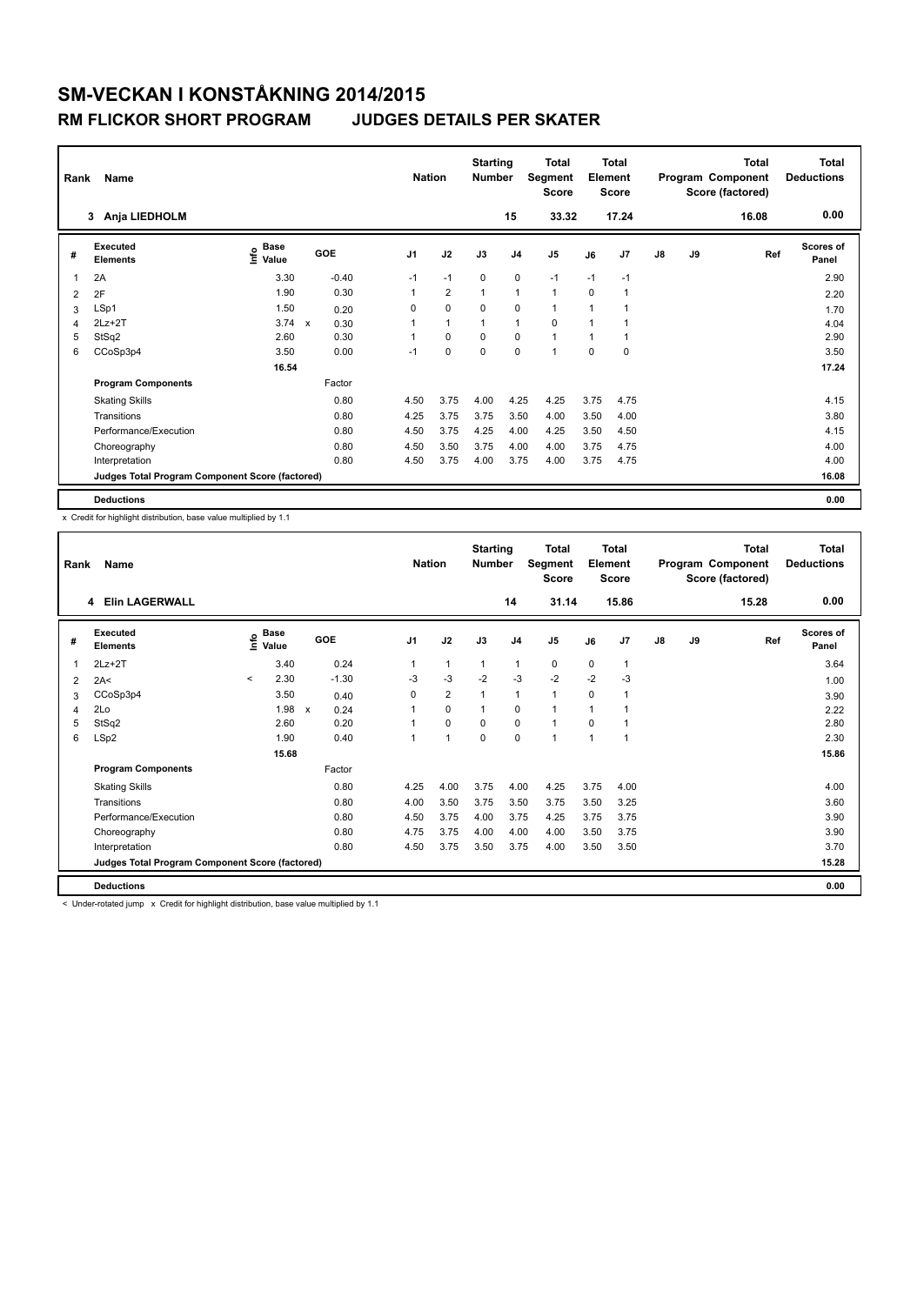# SM-VECKAN I KONSTÅKNING 2014/2015

## RM FLICKOR SHORT PROGRAM JUDGES DETAILS PER SKATER

| Rank | Name | Nation | Starting Number | Total Segment Score | Total Element Score | Total Program Component Score (factored) | Total Deductions |
|---|---|---|---|---|---|---|---|
| 3 | Anja LIEDHOLM | | 15 | 33.32 | 17.24 | 16.08 | 0.00 |

| # | Executed Elements | Info | Base Value | | GOE | J1 | J2 | J3 | J4 | J5 | J6 | J7 | J8 | J9 | Ref | Scores of Panel |
|---|---|---|---|---|---|---|---|---|---|---|---|---|---|---|---|---|
| 1 | 2A | | 3.30 | | -0.40 | -1 | -1 | 0 | 0 | -1 | -1 | -1 | | | | 2.90 |
| 2 | 2F | | 1.90 | | 0.30 | 1 | 2 | 1 | 1 | 1 | 0 | 1 | | | | 2.20 |
| 3 | LSp1 | | 1.50 | | 0.20 | 0 | 0 | 0 | 0 | 1 | 1 | 1 | | | | 1.70 |
| 4 | 2Lz+2T | | 3.74 | x | 0.30 | 1 | 1 | 1 | 1 | 0 | 1 | 1 | | | | 4.04 |
| 5 | StSq2 | | 2.60 | | 0.30 | 1 | 0 | 0 | 0 | 1 | 1 | 1 | | | | 2.90 |
| 6 | CCoSp3p4 | | 3.50 | | 0.00 | -1 | 0 | 0 | 0 | 1 | 0 | 0 | | | | 3.50 |
| | | | 16.54 | | | | | | | | | | | | | 17.24 |
| | **Program Components** | | | | Factor | | | | | | | | | | | |
| | Skating Skills | | | | 0.80 | 4.50 | 3.75 | 4.00 | 4.25 | 4.25 | 3.75 | 4.75 | | | | 4.15 |
| | Transitions | | | | 0.80 | 4.25 | 3.75 | 3.75 | 3.50 | 4.00 | 3.50 | 4.00 | | | | 3.80 |
| | Performance/Execution | | | | 0.80 | 4.50 | 3.75 | 4.25 | 4.00 | 4.25 | 3.50 | 4.50 | | | | 4.15 |
| | Choreography | | | | 0.80 | 4.50 | 3.50 | 3.75 | 4.00 | 4.00 | 3.75 | 4.75 | | | | 4.00 |
| | Interpretation | | | | 0.80 | 4.50 | 3.75 | 4.00 | 3.75 | 4.00 | 3.75 | 4.75 | | | | 4.00 |
| | **Judges Total Program Component Score (factored)** | | | | | | | | | | | | | | | 16.08 |
| | **Deductions** | | | | | | | | | | | | | | | 0.00 |

x Credit for highlight distribution, base value multiplied by 1.1

| Rank | Name | Nation | Starting Number | Total Segment Score | Total Element Score | Total Program Component Score (factored) | Total Deductions |
|---|---|---|---|---|---|---|---|
| 4 | Elin LAGERWALL | | 14 | 31.14 | 15.86 | 15.28 | 0.00 |

| # | Executed Elements | Info | Base Value | | GOE | J1 | J2 | J3 | J4 | J5 | J6 | J7 | J8 | J9 | Ref | Scores of Panel |
|---|---|---|---|---|---|---|---|---|---|---|---|---|---|---|---|---|
| 1 | 2Lz+2T | | 3.40 | | 0.24 | 1 | 1 | 1 | 1 | 0 | 0 | 1 | | | | 3.64 |
| 2 | 2A< | < | 2.30 | | -1.30 | -3 | -3 | -2 | -3 | -2 | -2 | -3 | | | | 1.00 |
| 3 | CCoSp3p4 | | 3.50 | | 0.40 | 0 | 2 | 1 | 1 | 1 | 0 | 1 | | | | 3.90 |
| 4 | 2Lo | | 1.98 | x | 0.24 | 1 | 0 | 1 | 0 | 1 | 1 | 1 | | | | 2.22 |
| 5 | StSq2 | | 2.60 | | 0.20 | 1 | 0 | 0 | 0 | 1 | 0 | 1 | | | | 2.80 |
| 6 | LSp2 | | 1.90 | | 0.40 | 1 | 1 | 0 | 0 | 1 | 1 | 1 | | | | 2.30 |
| | | | 15.68 | | | | | | | | | | | | | 15.86 |
| | **Program Components** | | | | Factor | | | | | | | | | | | |
| | Skating Skills | | | | 0.80 | 4.25 | 4.00 | 3.75 | 4.00 | 4.25 | 3.75 | 4.00 | | | | 4.00 |
| | Transitions | | | | 0.80 | 4.00 | 3.50 | 3.75 | 3.50 | 3.75 | 3.50 | 3.25 | | | | 3.60 |
| | Performance/Execution | | | | 0.80 | 4.50 | 3.75 | 4.00 | 3.75 | 4.25 | 3.75 | 3.75 | | | | 3.90 |
| | Choreography | | | | 0.80 | 4.75 | 3.75 | 4.00 | 4.00 | 4.00 | 3.50 | 3.75 | | | | 3.90 |
| | Interpretation | | | | 0.80 | 4.50 | 3.75 | 3.50 | 3.75 | 4.00 | 3.50 | 3.50 | | | | 3.70 |
| | **Judges Total Program Component Score (factored)** | | | | | | | | | | | | | | | 15.28 |
| | **Deductions** | | | | | | | | | | | | | | | 0.00 |

< Under-rotated jump x Credit for highlight distribution, base value multiplied by 1.1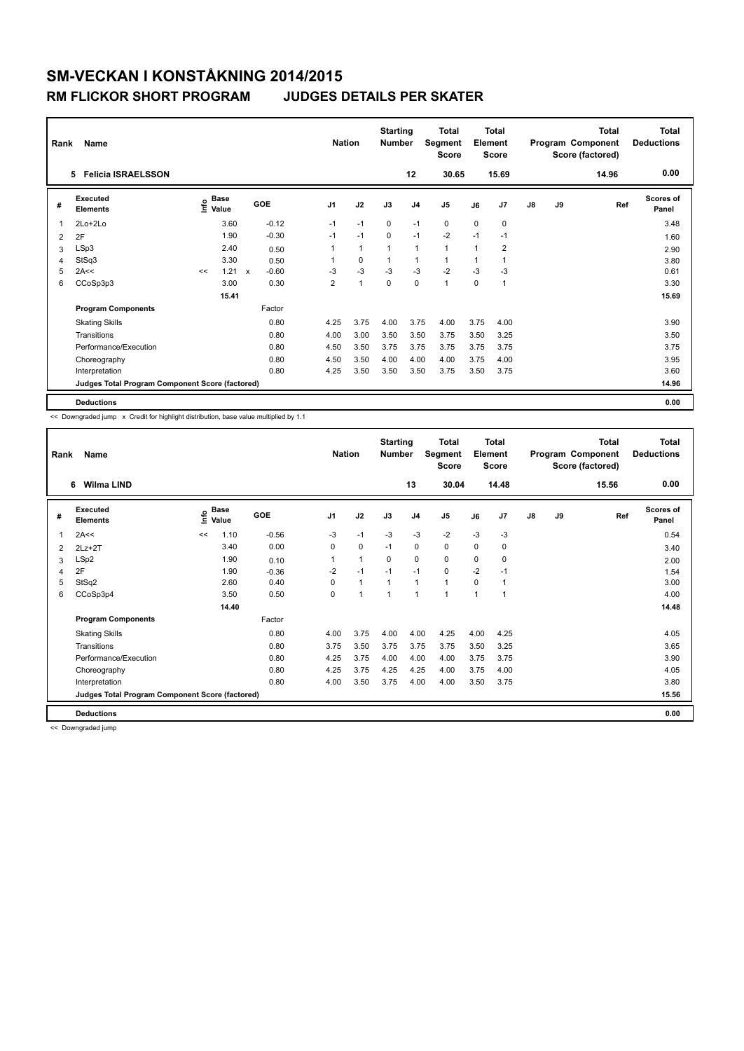# SM-VECKAN I KONSTÅKNING 2014/2015

## RM FLICKOR SHORT PROGRAM JUDGES DETAILS PER SKATER

| Rank | Name | Nation | Starting Number | Total Segment Score | Total Element Score | Total Program Component Score (factored) | Total Deductions |
|---|---|---|---|---|---|---|---|
| 5 | Felicia ISRAELSSON | | 12 | 30.65 | 15.69 | 14.96 | 0.00 |

| # | Executed Elements | Info | Base Value | | GOE | J1 | J2 | J3 | J4 | J5 | J6 | J7 | J8 | J9 | Ref | Scores of Panel |
|---|---|---|---|---|---|---|---|---|---|---|---|---|---|---|---|---|
| 1 | 2Lo+2Lo | | 3.60 | | -0.12 | -1 | -1 | 0 | -1 | 0 | 0 | 0 | | | | 3.48 |
| 2 | 2F | | 1.90 | | -0.30 | -1 | -1 | 0 | -1 | -2 | -1 | -1 | | | | 1.60 |
| 3 | LSp3 | | 2.40 | | 0.50 | 1 | 1 | 1 | 1 | 1 | 1 | 2 | | | | 2.90 |
| 4 | StSq3 | | 3.30 | | 0.50 | 1 | 0 | 1 | 1 | 1 | 1 | 1 | | | | 3.80 |
| 5 | 2A<< | << | 1.21 | x | -0.60 | -3 | -3 | -3 | -3 | -2 | -3 | -3 | | | | 0.61 |
| 6 | CCoSp3p3 | | 3.00 | | 0.30 | 2 | 1 | 0 | 0 | 1 | 0 | 1 | | | | 3.30 |
| | | | 15.41 | | | | | | | | | | | | | 15.69 |
| | **Program Components** | | | | Factor | | | | | | | | | | | |
| | Skating Skills | | | | 0.80 | 4.25 | 3.75 | 4.00 | 3.75 | 4.00 | 3.75 | 4.00 | | | | 3.90 |
| | Transitions | | | | 0.80 | 4.00 | 3.00 | 3.50 | 3.50 | 3.75 | 3.50 | 3.25 | | | | 3.50 |
| | Performance/Execution | | | | 0.80 | 4.50 | 3.50 | 3.75 | 3.75 | 3.75 | 3.75 | 3.75 | | | | 3.75 |
| | Choreography | | | | 0.80 | 4.50 | 3.50 | 4.00 | 4.00 | 4.00 | 3.75 | 4.00 | | | | 3.95 |
| | Interpretation | | | | 0.80 | 4.25 | 3.50 | 3.50 | 3.50 | 3.75 | 3.50 | 3.75 | | | | 3.60 |
| | **Judges Total Program Component Score (factored)** | | | | | | | | | | | | | | | 14.96 |
| | **Deductions** | | | | | | | | | | | | | | | 0.00 |

<< Downgraded jump x Credit for highlight distribution, base value multiplied by 1.1

| Rank | Name | Nation | Starting Number | Total Segment Score | Total Element Score | Total Program Component Score (factored) | Total Deductions |
|---|---|---|---|---|---|---|---|
| 6 | Wilma LIND | | 13 | 30.04 | 14.48 | 15.56 | 0.00 |

| # | Executed Elements | Info | Base Value | GOE | J1 | J2 | J3 | J4 | J5 | J6 | J7 | J8 | J9 | Ref | Scores of Panel |
|---|---|---|---|---|---|---|---|---|---|---|---|---|---|---|---|
| 1 | 2A<< | << | 1.10 | -0.56 | -3 | -1 | -3 | -3 | -2 | -3 | -3 | | | | 0.54 |
| 2 | 2Lz+2T | | 3.40 | 0.00 | 0 | 0 | -1 | 0 | 0 | 0 | 0 | | | | 3.40 |
| 3 | LSp2 | | 1.90 | 0.10 | 1 | 1 | 0 | 0 | 0 | 0 | 0 | | | | 2.00 |
| 4 | 2F | | 1.90 | -0.36 | -2 | -1 | -1 | -1 | 0 | -2 | -1 | | | | 1.54 |
| 5 | StSq2 | | 2.60 | 0.40 | 0 | 1 | 1 | 1 | 1 | 0 | 1 | | | | 3.00 |
| 6 | CCoSp3p4 | | 3.50 | 0.50 | 0 | 1 | 1 | 1 | 1 | 1 | 1 | | | | 4.00 |
| | | | 14.40 | | | | | | | | | | | | 14.48 |
| | **Program Components** | | | Factor | | | | | | | | | | | |
| | Skating Skills | | | 0.80 | 4.00 | 3.75 | 4.00 | 4.00 | 4.25 | 4.00 | 4.25 | | | | 4.05 |
| | Transitions | | | 0.80 | 3.75 | 3.50 | 3.75 | 3.75 | 3.75 | 3.50 | 3.25 | | | | 3.65 |
| | Performance/Execution | | | 0.80 | 4.25 | 3.75 | 4.00 | 4.00 | 4.00 | 3.75 | 3.75 | | | | 3.90 |
| | Choreography | | | 0.80 | 4.25 | 3.75 | 4.25 | 4.25 | 4.00 | 3.75 | 4.00 | | | | 4.05 |
| | Interpretation | | | 0.80 | 4.00 | 3.50 | 3.75 | 4.00 | 4.00 | 3.50 | 3.75 | | | | 3.80 |
| | **Judges Total Program Component Score (factored)** | | | | | | | | | | | | | | 15.56 |
| | **Deductions** | | | | | | | | | | | | | | 0.00 |

<< Downgraded jump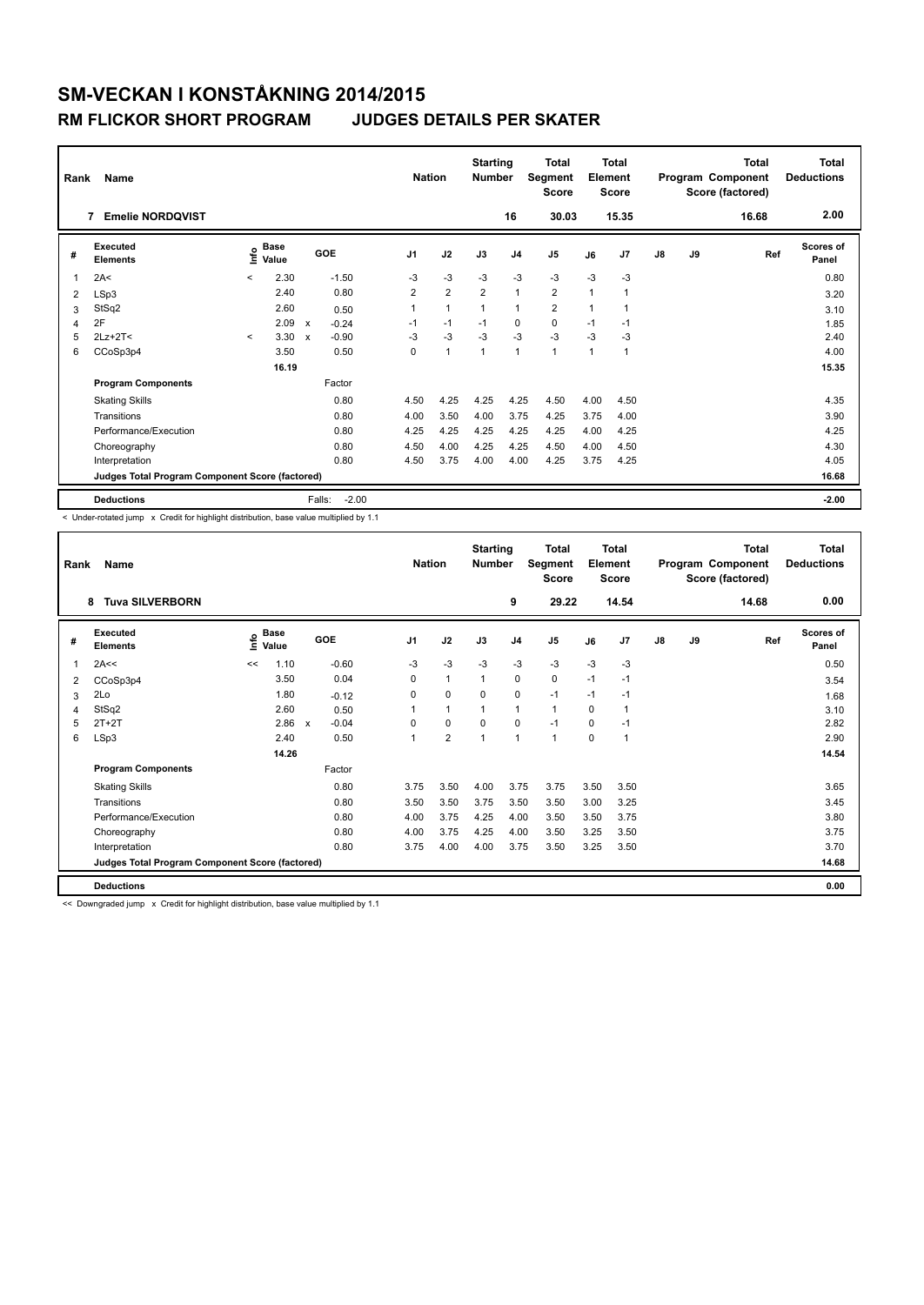# SM-VECKAN I KONSTÅKNING 2014/2015

## RM FLICKOR SHORT PROGRAM JUDGES DETAILS PER SKATER

| Rank | Name | Nation | Starting Number | Total Segment Score | Total Element Score | Total Program Component Score (factored) | Total Deductions |
|---|---|---|---|---|---|---|---|
| 7 | Emelie NORDQVIST | | 16 | 30.03 | 15.35 | 16.68 | 2.00 |

| # | Executed Elements | Info | Base Value | | GOE | J1 | J2 | J3 | J4 | J5 | J6 | J7 | J8 | J9 | Ref | Scores of Panel |
|---|---|---|---|---|---|---|---|---|---|---|---|---|---|---|---|---|
| 1 | 2A< | < | 2.30 | | -1.50 | -3 | -3 | -3 | -3 | -3 | -3 | -3 | | | | 0.80 |
| 2 | LSp3 | | 2.40 | | 0.80 | 2 | 2 | 2 | 1 | 2 | 1 | 1 | | | | 3.20 |
| 3 | StSq2 | | 2.60 | | 0.50 | 1 | 1 | 1 | 1 | 2 | 1 | 1 | | | | 3.10 |
| 4 | 2F | | 2.09 | x | -0.24 | -1 | -1 | -1 | 0 | 0 | -1 | -1 | | | | 1.85 |
| 5 | 2Lz+2T< | < | 3.30 | x | -0.90 | -3 | -3 | -3 | -3 | -3 | -3 | -3 | | | | 2.40 |
| 6 | CCoSp3p4 | | 3.50 | | 0.50 | 0 | 1 | 1 | 1 | 1 | 1 | 1 | | | | 4.00 |
| | | | 16.19 | | | | | | | | | | | | | 15.35 |
| | **Program Components** | | | | Factor | | | | | | | | | | | |
| | Skating Skills | | | | 0.80 | 4.50 | 4.25 | 4.25 | 4.25 | 4.50 | 4.00 | 4.50 | | | | 4.35 |
| | Transitions | | | | 0.80 | 4.00 | 3.50 | 4.00 | 3.75 | 4.25 | 3.75 | 4.00 | | | | 3.90 |
| | Performance/Execution | | | | 0.80 | 4.25 | 4.25 | 4.25 | 4.25 | 4.25 | 4.00 | 4.25 | | | | 4.25 |
| | Choreography | | | | 0.80 | 4.50 | 4.00 | 4.25 | 4.25 | 4.50 | 4.00 | 4.50 | | | | 4.30 |
| | Interpretation | | | | 0.80 | 4.50 | 3.75 | 4.00 | 4.00 | 4.25 | 3.75 | 4.25 | | | | 4.05 |
| | **Judges Total Program Component Score (factored)** | | | | | | | | | | | | | | | 16.68 |
| | **Deductions** | | | | Falls: -2.00 | | | | | | | | | | | -2.00 |

< Under-rotated jump x Credit for highlight distribution, base value multiplied by 1.1

| Rank | Name | Nation | Starting Number | Total Segment Score | Total Element Score | Total Program Component Score (factored) | Total Deductions |
|---|---|---|---|---|---|---|---|
| 8 | Tuva SILVERBORN | | 9 | 29.22 | 14.54 | 14.68 | 0.00 |

| # | Executed Elements | Info | Base Value | | GOE | J1 | J2 | J3 | J4 | J5 | J6 | J7 | J8 | J9 | Ref | Scores of Panel |
|---|---|---|---|---|---|---|---|---|---|---|---|---|---|---|---|---|
| 1 | 2A<< | << | 1.10 | | -0.60 | -3 | -3 | -3 | -3 | -3 | -3 | -3 | | | | 0.50 |
| 2 | CCoSp3p4 | | 3.50 | | 0.04 | 0 | 1 | 1 | 0 | 0 | -1 | -1 | | | | 3.54 |
| 3 | 2Lo | | 1.80 | | -0.12 | 0 | 0 | 0 | 0 | -1 | -1 | -1 | | | | 1.68 |
| 4 | StSq2 | | 2.60 | | 0.50 | 1 | 1 | 1 | 1 | 1 | 0 | 1 | | | | 3.10 |
| 5 | 2T+2T | | 2.86 | x | -0.04 | 0 | 0 | 0 | 0 | -1 | 0 | -1 | | | | 2.82 |
| 6 | LSp3 | | 2.40 | | 0.50 | 1 | 2 | 1 | 1 | 1 | 0 | 1 | | | | 2.90 |
| | | | 14.26 | | | | | | | | | | | | | 14.54 |
| | **Program Components** | | | | Factor | | | | | | | | | | | |
| | Skating Skills | | | | 0.80 | 3.75 | 3.50 | 4.00 | 3.75 | 3.75 | 3.50 | 3.50 | | | | 3.65 |
| | Transitions | | | | 0.80 | 3.50 | 3.50 | 3.75 | 3.50 | 3.50 | 3.00 | 3.25 | | | | 3.45 |
| | Performance/Execution | | | | 0.80 | 4.00 | 3.75 | 4.25 | 4.00 | 3.50 | 3.50 | 3.75 | | | | 3.80 |
| | Choreography | | | | 0.80 | 4.00 | 3.75 | 4.25 | 4.00 | 3.50 | 3.25 | 3.50 | | | | 3.75 |
| | Interpretation | | | | 0.80 | 3.75 | 4.00 | 4.00 | 3.75 | 3.50 | 3.25 | 3.50 | | | | 3.70 |
| | **Judges Total Program Component Score (factored)** | | | | | | | | | | | | | | | 14.68 |
| | **Deductions** | | | | | | | | | | | | | | | 0.00 |

<< Downgraded jump x Credit for highlight distribution, base value multiplied by 1.1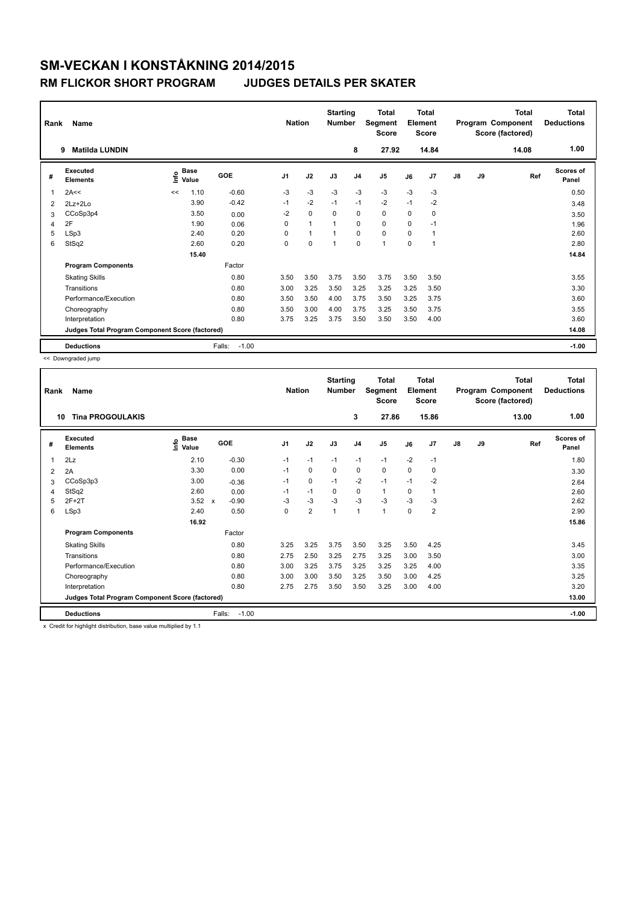# SM-VECKAN I KONSTÅKNING 2014/2015

## RM FLICKOR SHORT PROGRAM JUDGES DETAILS PER SKATER

| Rank | Name | Nation | Starting Number | Total Segment Score | Total Element Score | Total Program Component Score (factored) | Total Deductions |
|---|---|---|---|---|---|---|---|
| 9 | Matilda LUNDIN | | 8 | 27.92 | 14.84 | 14.08 | 1.00 |

| # | Executed Elements | Info | Base Value | GOE | J1 | J2 | J3 | J4 | J5 | J6 | J7 | J8 | J9 | Ref | Scores of Panel |
|---|---|---|---|---|---|---|---|---|---|---|---|---|---|---|---|
| 1 | 2A<< | << | 1.10 | -0.60 | -3 | -3 | -3 | -3 | -3 | -3 | -3 | | | | 0.50 |
| 2 | 2Lz+2Lo | | 3.90 | -0.42 | -1 | -2 | -1 | -1 | -2 | -1 | -2 | | | | 3.48 |
| 3 | CCoSp3p4 | | 3.50 | 0.00 | -2 | 0 | 0 | 0 | 0 | 0 | 0 | | | | 3.50 |
| 4 | 2F | | 1.90 | 0.06 | 0 | 1 | 1 | 0 | 0 | 0 | -1 | | | | 1.96 |
| 5 | LSp3 | | 2.40 | 0.20 | 0 | 1 | 1 | 0 | 0 | 0 | 1 | | | | 2.60 |
| 6 | StSq2 | | 2.60 | 0.20 | 0 | 0 | 1 | 0 | 1 | 0 | 1 | | | | 2.80 |
| | | | 15.40 | | | | | | | | | | | | 14.84 |
| | **Program Components** | | | Factor | | | | | | | | | | | |
| | Skating Skills | | | 0.80 | 3.50 | 3.50 | 3.75 | 3.50 | 3.75 | 3.50 | 3.50 | | | | 3.55 |
| | Transitions | | | 0.80 | 3.00 | 3.25 | 3.50 | 3.25 | 3.25 | 3.25 | 3.50 | | | | 3.30 |
| | Performance/Execution | | | 0.80 | 3.50 | 3.50 | 4.00 | 3.75 | 3.50 | 3.25 | 3.75 | | | | 3.60 |
| | Choreography | | | 0.80 | 3.50 | 3.00 | 4.00 | 3.75 | 3.25 | 3.50 | 3.75 | | | | 3.55 |
| | Interpretation | | | 0.80 | 3.75 | 3.25 | 3.75 | 3.50 | 3.50 | 3.50 | 4.00 | | | | 3.60 |
| | **Judges Total Program Component Score (factored)** | | | | | | | | | | | | | | 14.08 |
| | **Deductions** | | | Falls: -1.00 | | | | | | | | | | | -1.00 |

<< Downgraded jump

| Rank | Name | Nation | Starting Number | Total Segment Score | Total Element Score | Total Program Component Score (factored) | Total Deductions |
|---|---|---|---|---|---|---|---|
| 10 | Tina PROGOULAKIS | | 3 | 27.86 | 15.86 | 13.00 | 1.00 |

| # | Executed Elements | Info | Base Value | GOE | J1 | J2 | J3 | J4 | J5 | J6 | J7 | J8 | J9 | Ref | Scores of Panel |
|---|---|---|---|---|---|---|---|---|---|---|---|---|---|---|---|
| 1 | 2Lz | | 2.10 | -0.30 | -1 | -1 | -1 | -1 | -1 | -2 | -1 | | | | 1.80 |
| 2 | 2A | | 3.30 | 0.00 | -1 | 0 | 0 | 0 | 0 | 0 | 0 | | | | 3.30 |
| 3 | CCoSp3p3 | | 3.00 | -0.36 | -1 | 0 | -1 | -2 | -1 | -1 | -2 | | | | 2.64 |
| 4 | StSq2 | | 2.60 | 0.00 | -1 | -1 | 0 | 0 | 1 | 0 | 1 | | | | 2.60 |
| 5 | 2F+2T | | 3.52 x | -0.90 | -3 | -3 | -3 | -3 | -3 | -3 | -3 | | | | 2.62 |
| 6 | LSp3 | | 2.40 | 0.50 | 0 | 2 | 1 | 1 | 1 | 0 | 2 | | | | 2.90 |
| | | | 16.92 | | | | | | | | | | | | 15.86 |
| | **Program Components** | | | Factor | | | | | | | | | | | |
| | Skating Skills | | | 0.80 | 3.25 | 3.25 | 3.75 | 3.50 | 3.25 | 3.50 | 4.25 | | | | 3.45 |
| | Transitions | | | 0.80 | 2.75 | 2.50 | 3.25 | 2.75 | 3.25 | 3.00 | 3.50 | | | | 3.00 |
| | Performance/Execution | | | 0.80 | 3.00 | 3.25 | 3.75 | 3.25 | 3.25 | 3.25 | 4.00 | | | | 3.35 |
| | Choreography | | | 0.80 | 3.00 | 3.00 | 3.50 | 3.25 | 3.50 | 3.00 | 4.25 | | | | 3.25 |
| | Interpretation | | | 0.80 | 2.75 | 2.75 | 3.50 | 3.50 | 3.25 | 3.00 | 4.00 | | | | 3.20 |
| | **Judges Total Program Component Score (factored)** | | | | | | | | | | | | | | 13.00 |
| | **Deductions** | | | Falls: -1.00 | | | | | | | | | | | -1.00 |

x Credit for highlight distribution, base value multiplied by 1.1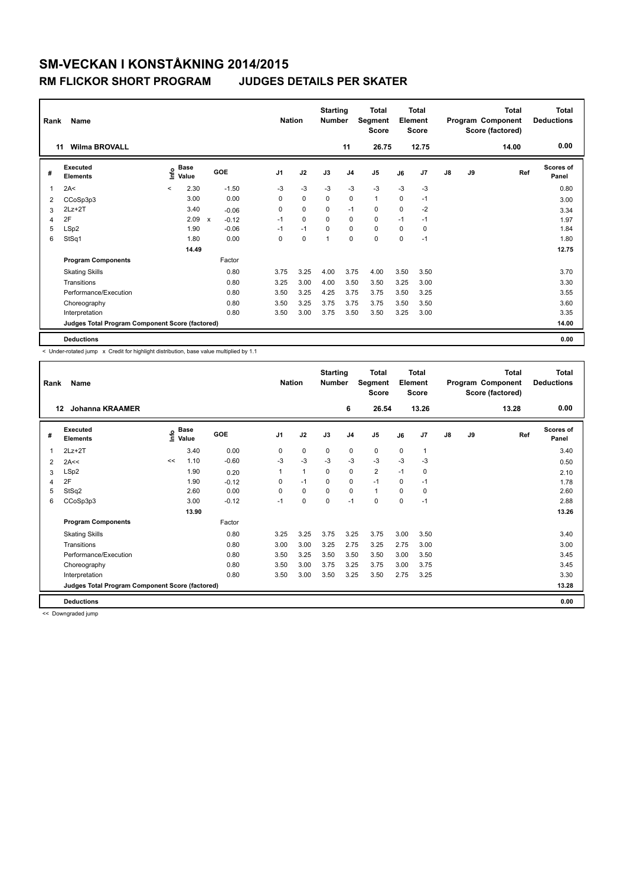# SM-VECKAN I KONSTÅKNING 2014/2015

## RM FLICKOR SHORT PROGRAM JUDGES DETAILS PER SKATER

| Rank | Name | Nation | Starting Number | Total Segment Score | Total Element Score | Total Program Component Score (factored) | Total Deductions |
|---|---|---|---|---|---|---|---|
| 11 | Wilma BROVALL | | 11 | 26.75 | 12.75 | 14.00 | 0.00 |

| # | Executed Elements | Info | Base Value | | GOE | J1 | J2 | J3 | J4 | J5 | J6 | J7 | J8 | J9 | Ref | Scores of Panel |
|---|---|---|---|---|---|---|---|---|---|---|---|---|---|---|---|---|
| 1 | 2A< | < | 2.30 | | -1.50 | -3 | -3 | -3 | -3 | -3 | -3 | -3 | | | | 0.80 |
| 2 | CCoSp3p3 | | 3.00 | | 0.00 | 0 | 0 | 0 | 0 | 1 | 0 | -1 | | | | 3.00 |
| 3 | 2Lz+2T | | 3.40 | | -0.06 | 0 | 0 | 0 | -1 | 0 | 0 | -2 | | | | 3.34 |
| 4 | 2F | | 2.09 | x | -0.12 | -1 | 0 | 0 | 0 | 0 | -1 | -1 | | | | 1.97 |
| 5 | LSp2 | | 1.90 | | -0.06 | -1 | -1 | 0 | 0 | 0 | 0 | 0 | | | | 1.84 |
| 6 | StSq1 | | 1.80 | | 0.00 | 0 | 0 | 1 | 0 | 0 | 0 | -1 | | | | 1.80 |
| | | | 14.49 | | | | | | | | | | | | | 12.75 |
| | **Program Components** | | | | Factor | | | | | | | | | | | |
| | Skating Skills | | | | 0.80 | 3.75 | 3.25 | 4.00 | 3.75 | 4.00 | 3.50 | 3.50 | | | | 3.70 |
| | Transitions | | | | 0.80 | 3.25 | 3.00 | 4.00 | 3.50 | 3.50 | 3.25 | 3.00 | | | | 3.30 |
| | Performance/Execution | | | | 0.80 | 3.50 | 3.25 | 4.25 | 3.75 | 3.75 | 3.50 | 3.25 | | | | 3.55 |
| | Choreography | | | | 0.80 | 3.50 | 3.25 | 3.75 | 3.75 | 3.75 | 3.50 | 3.50 | | | | 3.60 |
| | Interpretation | | | | 0.80 | 3.50 | 3.00 | 3.75 | 3.50 | 3.50 | 3.25 | 3.00 | | | | 3.35 |
| | Judges Total Program Component Score (factored) | | | | | | | | | | | | | | | 14.00 |
| | **Deductions** | | | | | | | | | | | | | | | 0.00 |

< Under-rotated jump x Credit for highlight distribution, base value multiplied by 1.1

| Rank | Name | Nation | Starting Number | Total Segment Score | Total Element Score | Total Program Component Score (factored) | Total Deductions |
|---|---|---|---|---|---|---|---|
| 12 | Johanna KRAAMER | | 6 | 26.54 | 13.26 | 13.28 | 0.00 |

| # | Executed Elements | Info | Base Value | GOE | J1 | J2 | J3 | J4 | J5 | J6 | J7 | J8 | J9 | Ref | Scores of Panel |
|---|---|---|---|---|---|---|---|---|---|---|---|---|---|---|---|
| 1 | 2Lz+2T | | 3.40 | 0.00 | 0 | 0 | 0 | 0 | 0 | 0 | 1 | | | | 3.40 |
| 2 | 2A<< | << | 1.10 | -0.60 | -3 | -3 | -3 | -3 | -3 | -3 | -3 | | | | 0.50 |
| 3 | LSp2 | | 1.90 | 0.20 | 1 | 1 | 0 | 0 | 2 | -1 | 0 | | | | 2.10 |
| 4 | 2F | | 1.90 | -0.12 | 0 | -1 | 0 | 0 | -1 | 0 | -1 | | | | 1.78 |
| 5 | StSq2 | | 2.60 | 0.00 | 0 | 0 | 0 | 0 | 1 | 0 | 0 | | | | 2.60 |
| 6 | CCoSp3p3 | | 3.00 | -0.12 | -1 | 0 | 0 | -1 | 0 | 0 | -1 | | | | 2.88 |
| | | | 13.90 | | | | | | | | | | | | 13.26 |
| | **Program Components** | | | Factor | | | | | | | | | | | |
| | Skating Skills | | | 0.80 | 3.25 | 3.25 | 3.75 | 3.25 | 3.75 | 3.00 | 3.50 | | | | 3.40 |
| | Transitions | | | 0.80 | 3.00 | 3.00 | 3.25 | 2.75 | 3.25 | 2.75 | 3.00 | | | | 3.00 |
| | Performance/Execution | | | 0.80 | 3.50 | 3.25 | 3.50 | 3.50 | 3.50 | 3.00 | 3.50 | | | | 3.45 |
| | Choreography | | | 0.80 | 3.50 | 3.00 | 3.75 | 3.25 | 3.75 | 3.00 | 3.75 | | | | 3.45 |
| | Interpretation | | | 0.80 | 3.50 | 3.00 | 3.50 | 3.25 | 3.50 | 2.75 | 3.25 | | | | 3.30 |
| | Judges Total Program Component Score (factored) | | | | | | | | | | | | | | 13.28 |
| | **Deductions** | | | | | | | | | | | | | | 0.00 |

<< Downgraded jump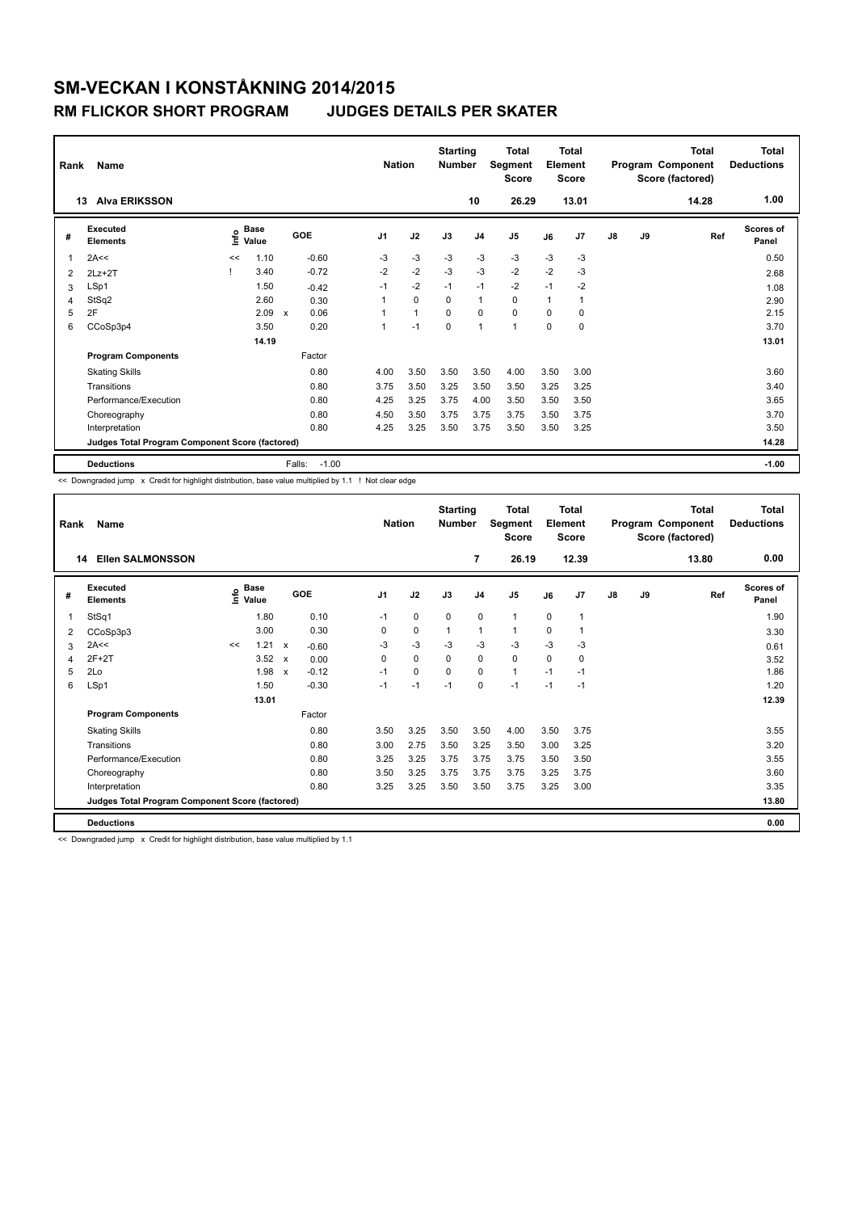# SM-VECKAN I KONSTÅKNING 2014/2015

## RM FLICKOR SHORT PROGRAM JUDGES DETAILS PER SKATER

| Rank | Name | Nation | Starting Number | Total Segment Score | Total Element Score | Total Program Component Score (factored) | Total Deductions |
|---|---|---|---|---|---|---|---|
| 13 | Alva ERIKSSON | | 10 | 26.29 | 13.01 | 14.28 | 1.00 |

| # | Executed Elements | Info | Base Value | | GOE | J1 | J2 | J3 | J4 | J5 | J6 | J7 | J8 | J9 | Ref | Scores of Panel |
|---|---|---|---|---|---|---|---|---|---|---|---|---|---|---|---|---|
| 1 | 2A<< | << | 1.10 | | -0.60 | -3 | -3 | -3 | -3 | -3 | -3 | -3 | | | | 0.50 |
| 2 | 2Lz+2T | ! | 3.40 | | -0.72 | -2 | -2 | -3 | -3 | -2 | -2 | -3 | | | | 2.68 |
| 3 | LSp1 | | 1.50 | | -0.42 | -1 | -2 | -1 | -1 | -2 | -1 | -2 | | | | 1.08 |
| 4 | StSq2 | | 2.60 | | 0.30 | 1 | 0 | 0 | 1 | 0 | 1 | 1 | | | | 2.90 |
| 5 | 2F | | 2.09 | x | 0.06 | 1 | 1 | 0 | 0 | 0 | 0 | 0 | | | | 2.15 |
| 6 | CCoSp3p4 | | 3.50 | | 0.20 | 1 | -1 | 0 | 1 | 1 | 0 | 0 | | | | 3.70 |
| | | | 14.19 | | | | | | | | | | | | | 13.01 |
| | **Program Components** | | | | Factor | | | | | | | | | | | |
| | Skating Skills | | | | 0.80 | 4.00 | 3.50 | 3.50 | 3.50 | 4.00 | 3.50 | 3.00 | | | | 3.60 |
| | Transitions | | | | 0.80 | 3.75 | 3.50 | 3.25 | 3.50 | 3.50 | 3.25 | 3.25 | | | | 3.40 |
| | Performance/Execution | | | | 0.80 | 4.25 | 3.25 | 3.75 | 4.00 | 3.50 | 3.50 | 3.50 | | | | 3.65 |
| | Choreography | | | | 0.80 | 4.50 | 3.50 | 3.75 | 3.75 | 3.75 | 3.50 | 3.75 | | | | 3.70 |
| | Interpretation | | | | 0.80 | 4.25 | 3.25 | 3.50 | 3.75 | 3.50 | 3.50 | 3.25 | | | | 3.50 |
| | **Judges Total Program Component Score (factored)** | | | | | | | | | | | | | | | 14.28 |
| | **Deductions** | | | | Falls: -1.00 | | | | | | | | | | | -1.00 |

<< Downgraded jump x Credit for highlight distribution, base value multiplied by 1.1 ! Not clear edge

| Rank | Name | Nation | Starting Number | Total Segment Score | Total Element Score | Total Program Component Score (factored) | Total Deductions |
|---|---|---|---|---|---|---|---|
| 14 | Ellen SALMONSSON | | 7 | 26.19 | 12.39 | 13.80 | 0.00 |

| # | Executed Elements | Info | Base Value | | GOE | J1 | J2 | J3 | J4 | J5 | J6 | J7 | J8 | J9 | Ref | Scores of Panel |
|---|---|---|---|---|---|---|---|---|---|---|---|---|---|---|---|---|
| 1 | StSq1 | | 1.80 | | 0.10 | -1 | 0 | 0 | 0 | 1 | 0 | 1 | | | | 1.90 |
| 2 | CCoSp3p3 | | 3.00 | | 0.30 | 0 | 0 | 1 | 1 | 1 | 0 | 1 | | | | 3.30 |
| 3 | 2A<< | << | 1.21 | x | -0.60 | -3 | -3 | -3 | -3 | -3 | -3 | -3 | | | | 0.61 |
| 4 | 2F+2T | | 3.52 | x | 0.00 | 0 | 0 | 0 | 0 | 0 | 0 | 0 | | | | 3.52 |
| 5 | 2Lo | | 1.98 | x | -0.12 | -1 | 0 | 0 | 0 | 1 | -1 | -1 | | | | 1.86 |
| 6 | LSp1 | | 1.50 | | -0.30 | -1 | -1 | -1 | 0 | -1 | -1 | -1 | | | | 1.20 |
| | | | 13.01 | | | | | | | | | | | | | 12.39 |
| | **Program Components** | | | | Factor | | | | | | | | | | | |
| | Skating Skills | | | | 0.80 | 3.50 | 3.25 | 3.50 | 3.50 | 4.00 | 3.50 | 3.75 | | | | 3.55 |
| | Transitions | | | | 0.80 | 3.00 | 2.75 | 3.50 | 3.25 | 3.50 | 3.00 | 3.25 | | | | 3.20 |
| | Performance/Execution | | | | 0.80 | 3.25 | 3.25 | 3.75 | 3.75 | 3.75 | 3.50 | 3.50 | | | | 3.55 |
| | Choreography | | | | 0.80 | 3.50 | 3.25 | 3.75 | 3.75 | 3.75 | 3.25 | 3.75 | | | | 3.60 |
| | Interpretation | | | | 0.80 | 3.25 | 3.25 | 3.50 | 3.50 | 3.75 | 3.25 | 3.00 | | | | 3.35 |
| | **Judges Total Program Component Score (factored)** | | | | | | | | | | | | | | | 13.80 |
| | **Deductions** | | | | | | | | | | | | | | | 0.00 |

<< Downgraded jump x Credit for highlight distribution, base value multiplied by 1.1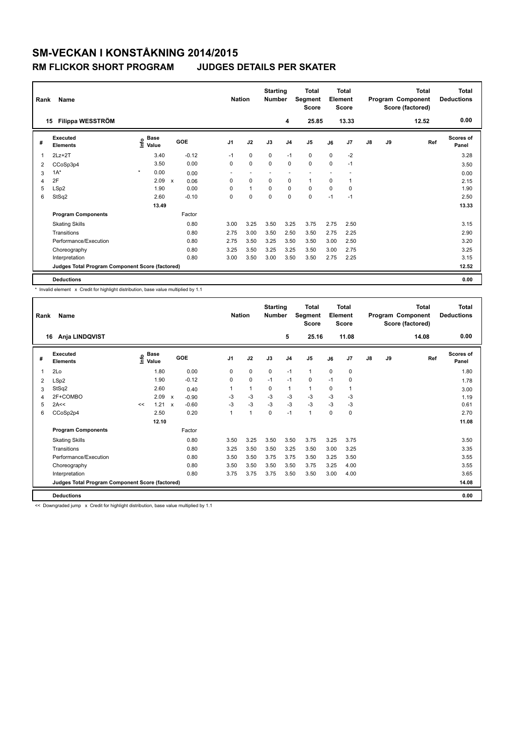# SM-VECKAN I KONSTÅKNING 2014/2015

## RM FLICKOR SHORT PROGRAM JUDGES DETAILS PER SKATER

| Rank | Name | Nation | Starting Number | Total Segment Score | Total Element Score | Total Program Component Score (factored) | Total Deductions |
|---|---|---|---|---|---|---|---|
| 15 | Filippa WESSTRÖM | | 4 | 25.85 | 13.33 | 12.52 | 0.00 |

| # | Executed Elements | Info | Base Value | | GOE | J1 | J2 | J3 | J4 | J5 | J6 | J7 | J8 | J9 | Ref | Scores of Panel |
|---|---|---|---|---|---|---|---|---|---|---|---|---|---|---|---|---|
| 1 | 2Lz+2T | | 3.40 | | -0.12 | -1 | 0 | 0 | -1 | 0 | 0 | -2 | | | | 3.28 |
| 2 | CCoSp3p4 | | 3.50 | | 0.00 | 0 | 0 | 0 | 0 | 0 | 0 | -1 | | | | 3.50 |
| 3 | 1A* | * | 0.00 | | 0.00 | - | - | - | - | - | - | - | | | | 0.00 |
| 4 | 2F | | 2.09 | x | 0.06 | 0 | 0 | 0 | 0 | 1 | 0 | 1 | | | | 2.15 |
| 5 | LSp2 | | 1.90 | | 0.00 | 0 | 1 | 0 | 0 | 0 | 0 | 0 | | | | 1.90 |
| 6 | StSq2 | | 2.60 | | -0.10 | 0 | 0 | 0 | 0 | 0 | -1 | -1 | | | | 2.50 |
| | | | 13.49 | | | | | | | | | | | | | 13.33 |
| | **Program Components** | | | | Factor | | | | | | | | | | | |
| | Skating Skills | | | | 0.80 | 3.00 | 3.25 | 3.50 | 3.25 | 3.75 | 2.75 | 2.50 | | | | 3.15 |
| | Transitions | | | | 0.80 | 2.75 | 3.00 | 3.50 | 2.50 | 3.50 | 2.75 | 2.25 | | | | 2.90 |
| | Performance/Execution | | | | 0.80 | 2.75 | 3.50 | 3.25 | 3.50 | 3.50 | 3.00 | 2.50 | | | | 3.20 |
| | Choreography | | | | 0.80 | 3.25 | 3.50 | 3.25 | 3.25 | 3.50 | 3.00 | 2.75 | | | | 3.25 |
| | Interpretation | | | | 0.80 | 3.00 | 3.50 | 3.00 | 3.50 | 3.50 | 2.75 | 2.25 | | | | 3.15 |
| | Judges Total Program Component Score (factored) | | | | | | | | | | | | | | | 12.52 |
| | **Deductions** | | | | | | | | | | | | | | | 0.00 |

\* Invalid element x Credit for highlight distribution, base value multiplied by 1.1

| Rank | Name | Nation | Starting Number | Total Segment Score | Total Element Score | Total Program Component Score (factored) | Total Deductions |
|---|---|---|---|---|---|---|---|
| 16 | Anja LINDQVIST | | 5 | 25.16 | 11.08 | 14.08 | 0.00 |

| # | Executed Elements | Info | Base Value | | GOE | J1 | J2 | J3 | J4 | J5 | J6 | J7 | J8 | J9 | Ref | Scores of Panel |
|---|---|---|---|---|---|---|---|---|---|---|---|---|---|---|---|---|
| 1 | 2Lo | | 1.80 | | 0.00 | 0 | 0 | 0 | -1 | 1 | 0 | 0 | | | | 1.80 |
| 2 | LSp2 | | 1.90 | | -0.12 | 0 | 0 | -1 | -1 | 0 | -1 | 0 | | | | 1.78 |
| 3 | StSq2 | | 2.60 | | 0.40 | 1 | 1 | 0 | 1 | 1 | 0 | 1 | | | | 3.00 |
| 4 | 2F+COMBO | | 2.09 | x | -0.90 | -3 | -3 | -3 | -3 | -3 | -3 | -3 | | | | 1.19 |
| 5 | 2A<< | << | 1.21 | x | -0.60 | -3 | -3 | -3 | -3 | -3 | -3 | -3 | | | | 0.61 |
| 6 | CCoSp2p4 | | 2.50 | | 0.20 | 1 | 1 | 0 | -1 | 1 | 0 | 0 | | | | 2.70 |
| | | | 12.10 | | | | | | | | | | | | | 11.08 |
| | **Program Components** | | | | Factor | | | | | | | | | | | |
| | Skating Skills | | | | 0.80 | 3.50 | 3.25 | 3.50 | 3.50 | 3.75 | 3.25 | 3.75 | | | | 3.50 |
| | Transitions | | | | 0.80 | 3.25 | 3.50 | 3.50 | 3.25 | 3.50 | 3.00 | 3.25 | | | | 3.35 |
| | Performance/Execution | | | | 0.80 | 3.50 | 3.50 | 3.75 | 3.75 | 3.50 | 3.25 | 3.50 | | | | 3.55 |
| | Choreography | | | | 0.80 | 3.50 | 3.50 | 3.50 | 3.50 | 3.75 | 3.25 | 4.00 | | | | 3.55 |
| | Interpretation | | | | 0.80 | 3.75 | 3.75 | 3.75 | 3.50 | 3.50 | 3.00 | 4.00 | | | | 3.65 |
| | Judges Total Program Component Score (factored) | | | | | | | | | | | | | | | 14.08 |
| | **Deductions** | | | | | | | | | | | | | | | 0.00 |

<< Downgraded jump x Credit for highlight distribution, base value multiplied by 1.1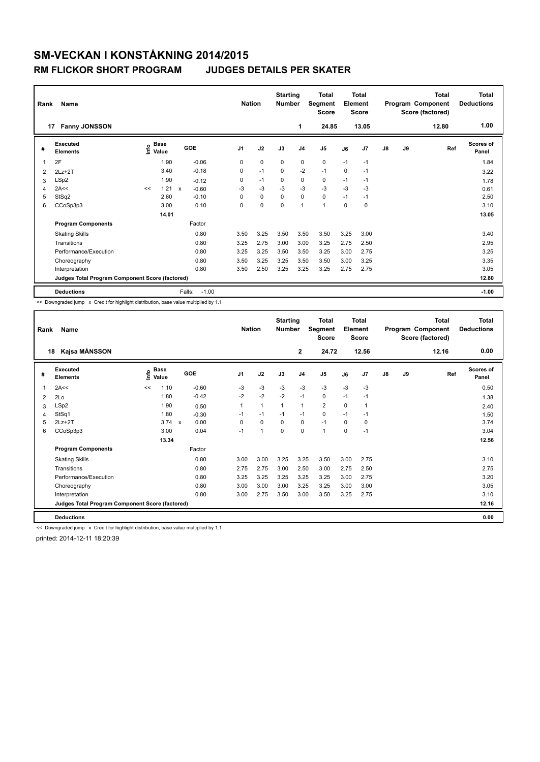# SM-VECKAN I KONSTÅKNING 2014/2015

## RM FLICKOR SHORT PROGRAM JUDGES DETAILS PER SKATER

| Rank | Name | Nation | Starting Number | Total Segment Score | Total Element Score | Total Program Component Score (factored) | Total Deductions |
|---|---|---|---|---|---|---|---|
| 17 | Fanny JONSSON | | 1 | 24.85 | 13.05 | 12.80 | 1.00 |

| # | Executed Elements | Info | Base Value | | GOE | J1 | J2 | J3 | J4 | J5 | J6 | J7 | J8 | J9 | Ref | Scores of Panel |
|---|---|---|---|---|---|---|---|---|---|---|---|---|---|---|---|---|
| 1 | 2F | | 1.90 | | -0.06 | 0 | 0 | 0 | 0 | 0 | -1 | -1 | | | | 1.84 |
| 2 | 2Lz+2T | | 3.40 | | -0.18 | 0 | -1 | 0 | -2 | -1 | 0 | -1 | | | | 3.22 |
| 3 | LSp2 | | 1.90 | | -0.12 | 0 | -1 | 0 | 0 | 0 | -1 | -1 | | | | 1.78 |
| 4 | 2A<< | << | 1.21 | x | -0.60 | -3 | -3 | -3 | -3 | -3 | -3 | -3 | | | | 0.61 |
| 5 | StSq2 | | 2.60 | | -0.10 | 0 | 0 | 0 | 0 | 0 | -1 | -1 | | | | 2.50 |
| 6 | CCoSp3p3 | | 3.00 | | 0.10 | 0 | 0 | 0 | 1 | 1 | 0 | 0 | | | | 3.10 |
| | | | 14.01 | | | | | | | | | | | | | 13.05 |
| | **Program Components** | | | | Factor | | | | | | | | | | | |
| | Skating Skills | | | | 0.80 | 3.50 | 3.25 | 3.50 | 3.50 | 3.50 | 3.25 | 3.00 | | | | 3.40 |
| | Transitions | | | | 0.80 | 3.25 | 2.75 | 3.00 | 3.00 | 3.25 | 2.75 | 2.50 | | | | 2.95 |
| | Performance/Execution | | | | 0.80 | 3.25 | 3.25 | 3.50 | 3.50 | 3.25 | 3.00 | 2.75 | | | | 3.25 |
| | Choreography | | | | 0.80 | 3.50 | 3.25 | 3.25 | 3.50 | 3.50 | 3.00 | 3.25 | | | | 3.35 |
| | Interpretation | | | | 0.80 | 3.50 | 2.50 | 3.25 | 3.25 | 3.25 | 2.75 | 2.75 | | | | 3.05 |
| | **Judges Total Program Component Score (factored)** | | | | | | | | | | | | | | | 12.80 |
| | **Deductions** | | | | Falls: -1.00 | | | | | | | | | | | -1.00 |

<< Downgraded jump x Credit for highlight distribution, base value multiplied by 1.1

| Rank | Name | Nation | Starting Number | Total Segment Score | Total Element Score | Total Program Component Score (factored) | Total Deductions |
|---|---|---|---|---|---|---|---|
| 18 | Kajsa MÅNSSON | | 2 | 24.72 | 12.56 | 12.16 | 0.00 |

| # | Executed Elements | Info | Base Value | | GOE | J1 | J2 | J3 | J4 | J5 | J6 | J7 | J8 | J9 | Ref | Scores of Panel |
|---|---|---|---|---|---|---|---|---|---|---|---|---|---|---|---|---|
| 1 | 2A<< | << | 1.10 | | -0.60 | -3 | -3 | -3 | -3 | -3 | -3 | -3 | | | | 0.50 |
| 2 | 2Lo | | 1.80 | | -0.42 | -2 | -2 | -2 | -1 | 0 | -1 | -1 | | | | 1.38 |
| 3 | LSp2 | | 1.90 | | 0.50 | 1 | 1 | 1 | 1 | 2 | 0 | 1 | | | | 2.40 |
| 4 | StSq1 | | 1.80 | | -0.30 | -1 | -1 | -1 | -1 | 0 | -1 | -1 | | | | 1.50 |
| 5 | 2Lz+2T | | 3.74 | x | 0.00 | 0 | 0 | 0 | 0 | -1 | 0 | 0 | | | | 3.74 |
| 6 | CCoSp3p3 | | 3.00 | | 0.04 | -1 | 1 | 0 | 0 | 1 | 0 | -1 | | | | 3.04 |
| | | | 13.34 | | | | | | | | | | | | | 12.56 |
| | **Program Components** | | | | Factor | | | | | | | | | | | |
| | Skating Skills | | | | 0.80 | 3.00 | 3.00 | 3.25 | 3.25 | 3.50 | 3.00 | 2.75 | | | | 3.10 |
| | Transitions | | | | 0.80 | 2.75 | 2.75 | 3.00 | 2.50 | 3.00 | 2.75 | 2.50 | | | | 2.75 |
| | Performance/Execution | | | | 0.80 | 3.25 | 3.25 | 3.25 | 3.25 | 3.25 | 3.00 | 2.75 | | | | 3.20 |
| | Choreography | | | | 0.80 | 3.00 | 3.00 | 3.00 | 3.25 | 3.25 | 3.00 | 3.00 | | | | 3.05 |
| | Interpretation | | | | 0.80 | 3.00 | 2.75 | 3.50 | 3.00 | 3.50 | 3.25 | 2.75 | | | | 3.10 |
| | **Judges Total Program Component Score (factored)** | | | | | | | | | | | | | | | 12.16 |
| | **Deductions** | | | | | | | | | | | | | | | 0.00 |

<< Downgraded jump x Credit for highlight distribution, base value multiplied by 1.1

printed: 2014-12-11 18:20:39